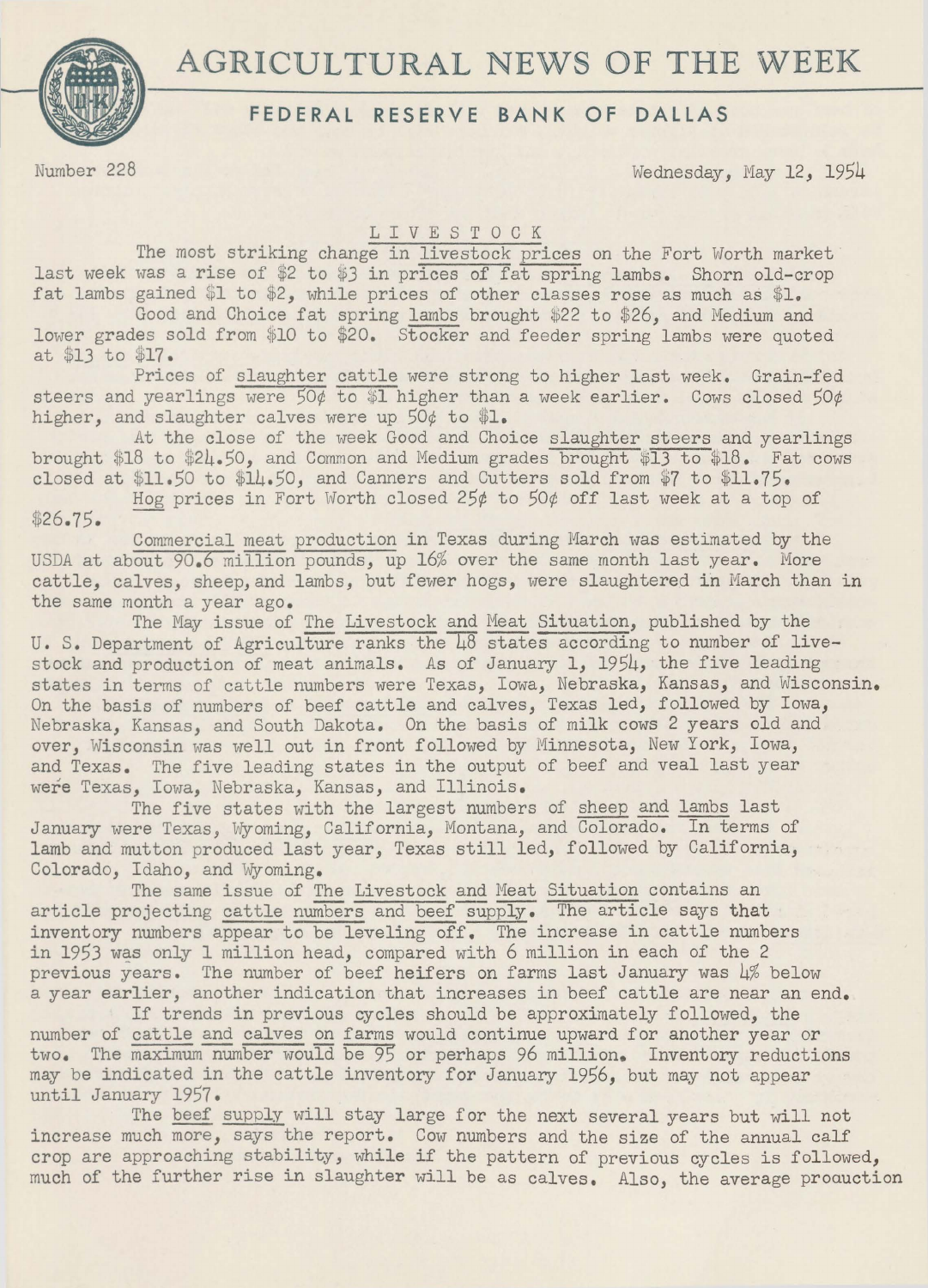# AGRICULTURAL NEWS OF THE WEEK

## FEDERAL RESERVE BANK OF DALLAS

Number 228 Wednesday, May 12, 1954

### LIVESTOCK

The most striking change in livestock prices on the Fort Worth market last week was a rise of $2 to $3 in prices of fat spring lambs. Shorn old-crop fat lambs gained $1 to $2, while prices of other classes rose as much as $1.

Good and Choice fat spring lambs brought $22 to $26, and Medium and lower grades sold from $10 to $20. Stocker and feeder spring lambs were quoted at $13 to $17.

Prices of slaughter cattle were strong to higher last week. Grain-fed steers and yearlings were 50¢ to $1 higher than a week earlier. Cows closed 50¢ higher, and slaughter calves were up 50¢ to $1.

At the close of the week Good and Choice slaughter steers and yearlings brought $18 to $24.50, and Common and Medium grades brought $13 to $18. Fat cows closed at $11.50 to $14.50, and Canners and Cutters sold from $7 to $11.75.

Hog prices in Fort Worth closed 25¢ to 50¢ off last week at a top of $26.75.

Commercial meat production in Texas during March was estimated by the USDA at about 90.6 million pounds, up 16% over the same month last year. More cattle, calves, sheep, and lambs, but fewer hogs, were slaughtered in March than in the same month a year ago.

The May issue of The Livestock and Meat Situation, published by the U. S. Department of Agriculture ranks the 48 states according to number of livestock and production of meat animals. As of January 1, 1954, the five leading states in terms of cattle numbers were Texas, Iowa, Nebraska, Kansas, and Wisconsin. On the basis of numbers of beef cattle and calves, Texas led, followed by Iowa, Nebraska, Kansas, and South Dakota. On the basis of milk cows 2 years old and over, Wisconsin was well out in front followed by Minnesota, New York, Iowa, and Texas. The five leading states in the output of beef and veal last year were Texas, Iowa, Nebraska, Kansas, and Illinois.

The five states with the largest numbers of sheep and lambs last January were Texas, Wyoming, California, Montana, and Colorado. In terms of lamb and mutton produced last year, Texas still led, followed by California, Colorado, Idaho, and Wyoming.

The same issue of The Livestock and Meat Situation contains an article projecting cattle numbers and beef supply. The article says that inventory numbers appear to be leveling off. The increase in cattle numbers in 1953 was only 1 million head, compared with 6 million in each of the 2 previous years. The number of beef heifers on farms last January was 4% below a year earlier, another indication that increases in beef cattle are near an end.

If trends in previous cycles should be approximately followed, the number of cattle and calves on farms would continue upward for another year or two. The maximum number would be 95 or perhaps 96 million. Inventory reductions may be indicated in the cattle inventory for January 1956, but may not appear until January 1957.

The beef supply will stay large for the next several years but will not increase much more, says the report. Cow numbers and the size of the annual calf crop are approaching stability, while if the pattern of previous cycles is followed, much of the further rise in slaughter will be as calves. Also, the average production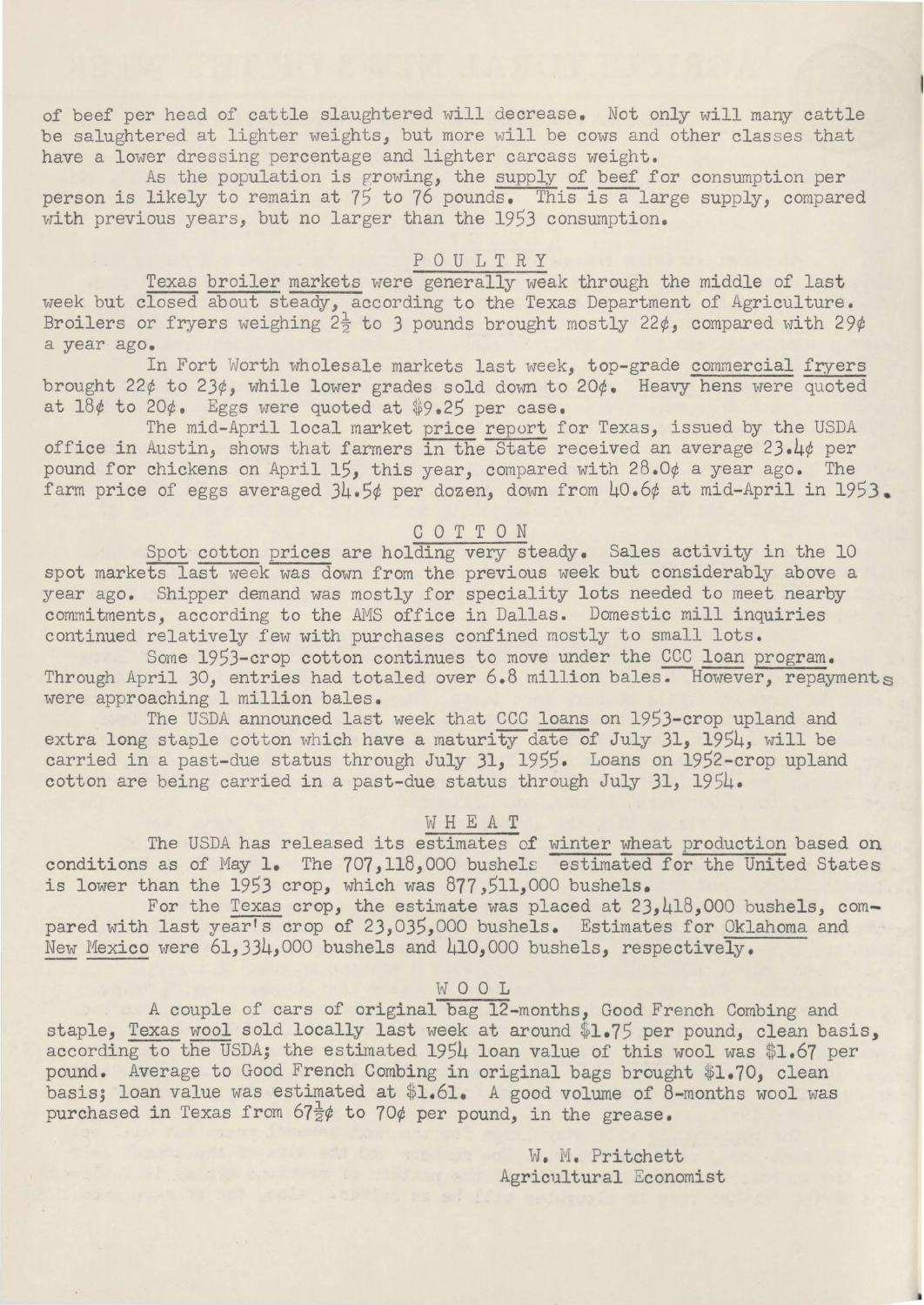of beef per head of cattle slaughtered will decrease. Not only will many cattle be salughtered at lighter weights, but more will be cows and other classes that have a lower dressing percentage and lighter carcass weight.

As the population is growing, the supply of beef for consumption per person is likely to remain at 75 to 76 pounds. This is a large supply, compared with previous years, but no larger than the 1953 consumption.

## POULTRY

Texas broiler markets were generally weak through the middle of last week but closed about steady, according to the Texas Department of Agriculture. Broilers or fryers weighing 2½ to 3 pounds brought mostly 22¢, compared with 29¢ a year ago.

In Fort Worth wholesale markets last week, top-grade commercial fryers brought 22¢ to 23¢, while lower grades sold down to 20¢. Heavy hens were quoted at 18¢ to 20¢. Eggs were quoted at $9.25 per case.

The mid-April local market price report for Texas, issued by the USDA office in Austin, shows that farmers in the State received an average 23.4¢ per pound for chickens on April 15, this year, compared with 28.0¢ a year ago. The farm price of eggs averaged 34.5¢ per dozen, down from 40.6¢ at mid-April in 1953.

## COTTON

Spot cotton prices are holding very steady. Sales activity in the 10 spot markets last week was down from the previous week but considerably above a year ago. Shipper demand was mostly for speciality lots needed to meet nearby commitments, according to the AMS office in Dallas. Domestic mill inquiries continued relatively few with purchases confined mostly to small lots.

Some 1953-crop cotton continues to move under the CCC loan program. Through April 30, entries had totaled over 6.8 million bales. However, repayments were approaching 1 million bales.

The USDA announced last week that CCC loans on 1953-crop upland and extra long staple cotton which have a maturity date of July 31, 1954, will be carried in a past-due status through July 31, 1955. Loans on 1952-crop upland cotton are being carried in a past-due status through July 31, 1954.

## WHEAT

The USDA has released its estimates of winter wheat production based on conditions as of May 1. The 707,118,000 bushels estimated for the United States is lower than the 1953 crop, which was 877,511,000 bushels.

For the Texas crop, the estimate was placed at 23,418,000 bushels, compared with last year's crop of 23,035,000 bushels. Estimates for Oklahoma and New Mexico were 61,334,000 bushels and 410,000 bushels, respectively.

## WOOL

A couple of cars of original bag 12-months, Good French Combing and staple, Texas wool sold locally last week at around $1.75 per pound, clean basis, according to the USDA; the estimated 1954 loan value of this wool was $1.67 per pound. Average to Good French Combing in original bags brought $1.70, clean basis; loan value was estimated at $1.61. A good volume of 8-months wool was purchased in Texas from 67½¢ to 70¢ per pound, in the grease.

W. M. Pritchett  
Agricultural Economist